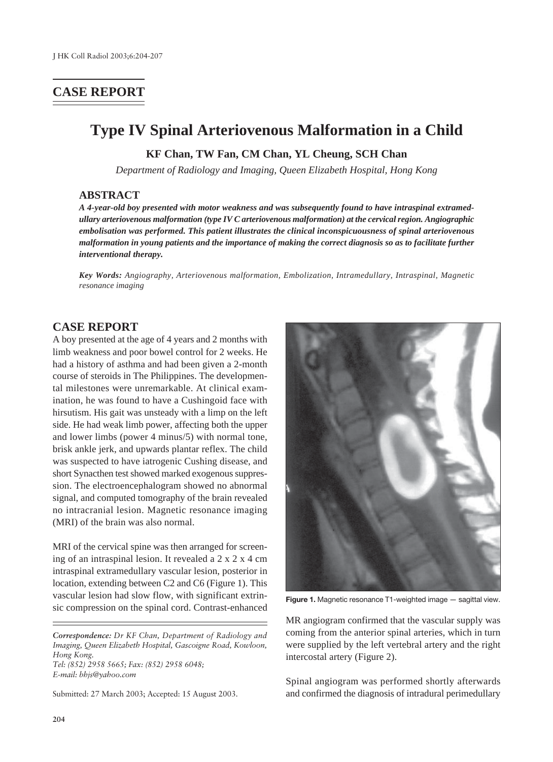## CASE REPORT

# Type IV Spinal Arteriovenous Malformation in a Child

**KF Chan, TW Fan, CM Chan, YL Cheung, SCH Chan**

*Department of Radiology and Imaging, Queen Elizabeth Hospital, Hong Kong*

## ABSTRACT

***A 4-year-old boy presented with motor weakness and was subsequently found to have intraspinal extramedullary arteriovenous malformation (type IV C arteriovenous malformation) at the cervical region. Angiographic embolisation was performed. This patient illustrates the clinical inconspicuousness of spinal arteriovenous malformation in young patients and the importance of making the correct diagnosis so as to facilitate further interventional therapy.***

***Key Words:*** *Angiography, Arteriovenous malformation, Embolization, Intramedullary, Intraspinal, Magnetic resonance imaging*

## CASE REPORT

A boy presented at the age of 4 years and 2 months with limb weakness and poor bowel control for 2 weeks. He had a history of asthma and had been given a 2-month course of steroids in The Philippines. The developmental milestones were unremarkable. At clinical examination, he was found to have a Cushingoid face with hirsutism. His gait was unsteady with a limp on the left side. He had weak limb power, affecting both the upper and lower limbs (power 4 minus/5) with normal tone, brisk ankle jerk, and upwards plantar reflex. The child was suspected to have iatrogenic Cushing disease, and short Synacthen test showed marked exogenous suppression. The electroencephalogram showed no abnormal signal, and computed tomography of the brain revealed no intracranial lesion. Magnetic resonance imaging (MRI) of the brain was also normal.

MRI of the cervical spine was then arranged for screening of an intraspinal lesion. It revealed a 2 x 2 x 4 cm intraspinal extramedullary vascular lesion, posterior in location, extending between C2 and C6 (Figure 1). This vascular lesion had slow flow, with significant extrinsic compression on the spinal cord. Contrast-enhanced MR angiogram confirmed that the vascular supply was coming from the anterior spinal arteries, which in turn were supplied by the left vertebral artery and the right intercostal artery (Figure 2).

**Figure 1.** Magnetic resonance T1-weighted image — sagittal view.

Spinal angiogram was performed shortly afterwards and confirmed the diagnosis of intradural perimedullary

*Correspondence: Dr KF Chan, Department of Radiology and Imaging, Queen Elizabeth Hospital, Gascoigne Road, Kowloon, Hong Kong.*
*Tel: (852) 2958 5665; Fax: (852) 2958 6048;*
*E-mail: bhjs@yahoo.com*

Submitted: 27 March 2003; Accepted: 15 August 2003.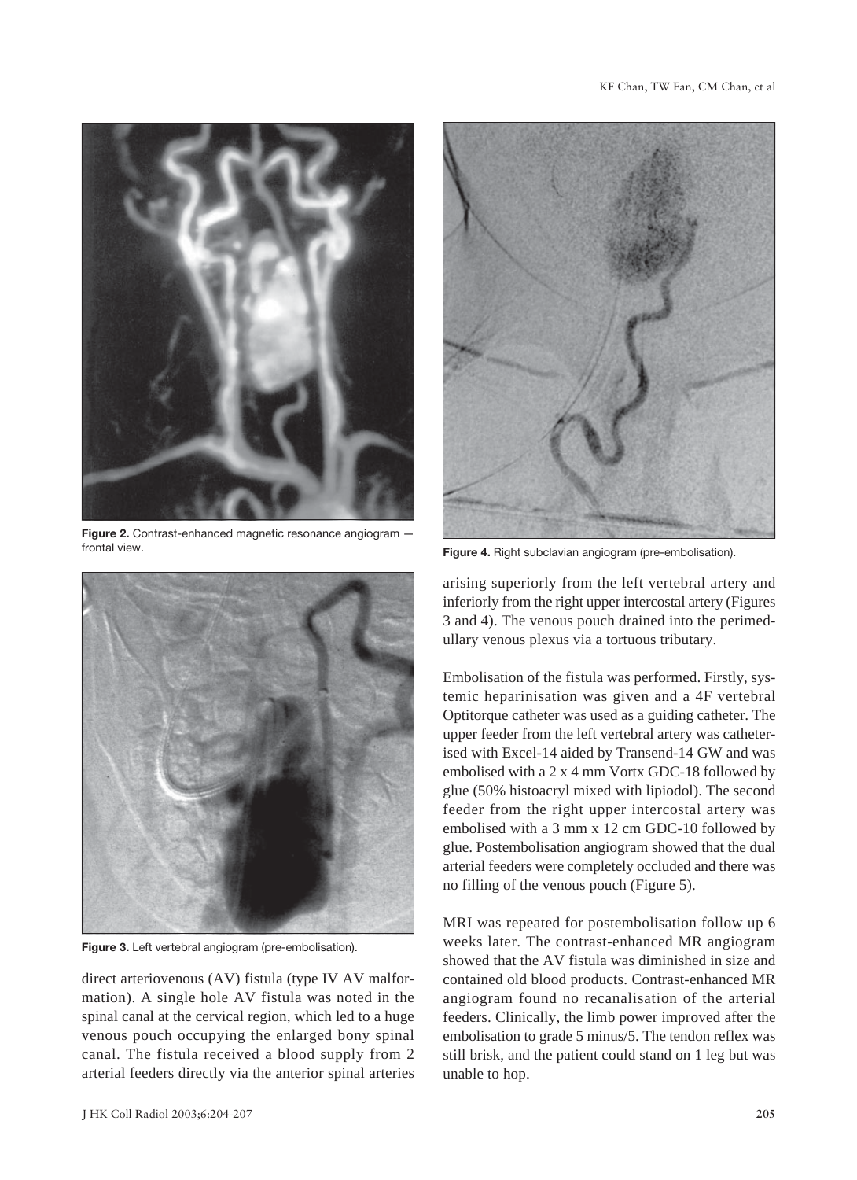Figure 2. Contrast-enhanced magnetic resonance angiogram — frontal view.

Figure 3. Left vertebral angiogram (pre-embolisation).

Figure 4. Right subclavian angiogram (pre-embolisation).

direct arteriovenous (AV) fistula (type IV AV malformation). A single hole AV fistula was noted in the spinal canal at the cervical region, which led to a huge venous pouch occupying the enlarged bony spinal canal. The fistula received a blood supply from 2 arterial feeders directly via the anterior spinal arteries arising superiorly from the left vertebral artery and inferiorly from the right upper intercostal artery (Figures 3 and 4). The venous pouch drained into the perimedullary venous plexus via a tortuous tributary.

Embolisation of the fistula was performed. Firstly, systemic heparinisation was given and a 4F vertebral Optitorque catheter was used as a guiding catheter. The upper feeder from the left vertebral artery was catheterised with Excel-14 aided by Transend-14 GW and was embolised with a 2 x 4 mm Vortx GDC-18 followed by glue (50% histoacryl mixed with lipiodol). The second feeder from the right upper intercostal artery was embolised with a 3 mm x 12 cm GDC-10 followed by glue. Postembolisation angiogram showed that the dual arterial feeders were completely occluded and there was no filling of the venous pouch (Figure 5).

MRI was repeated for postembolisation follow up 6 weeks later. The contrast-enhanced MR angiogram showed that the AV fistula was diminished in size and contained old blood products. Contrast-enhanced MR angiogram found no recanalisation of the arterial feeders. Clinically, the limb power improved after the embolisation to grade 5 minus/5. The tendon reflex was still brisk, and the patient could stand on 1 leg but was unable to hop.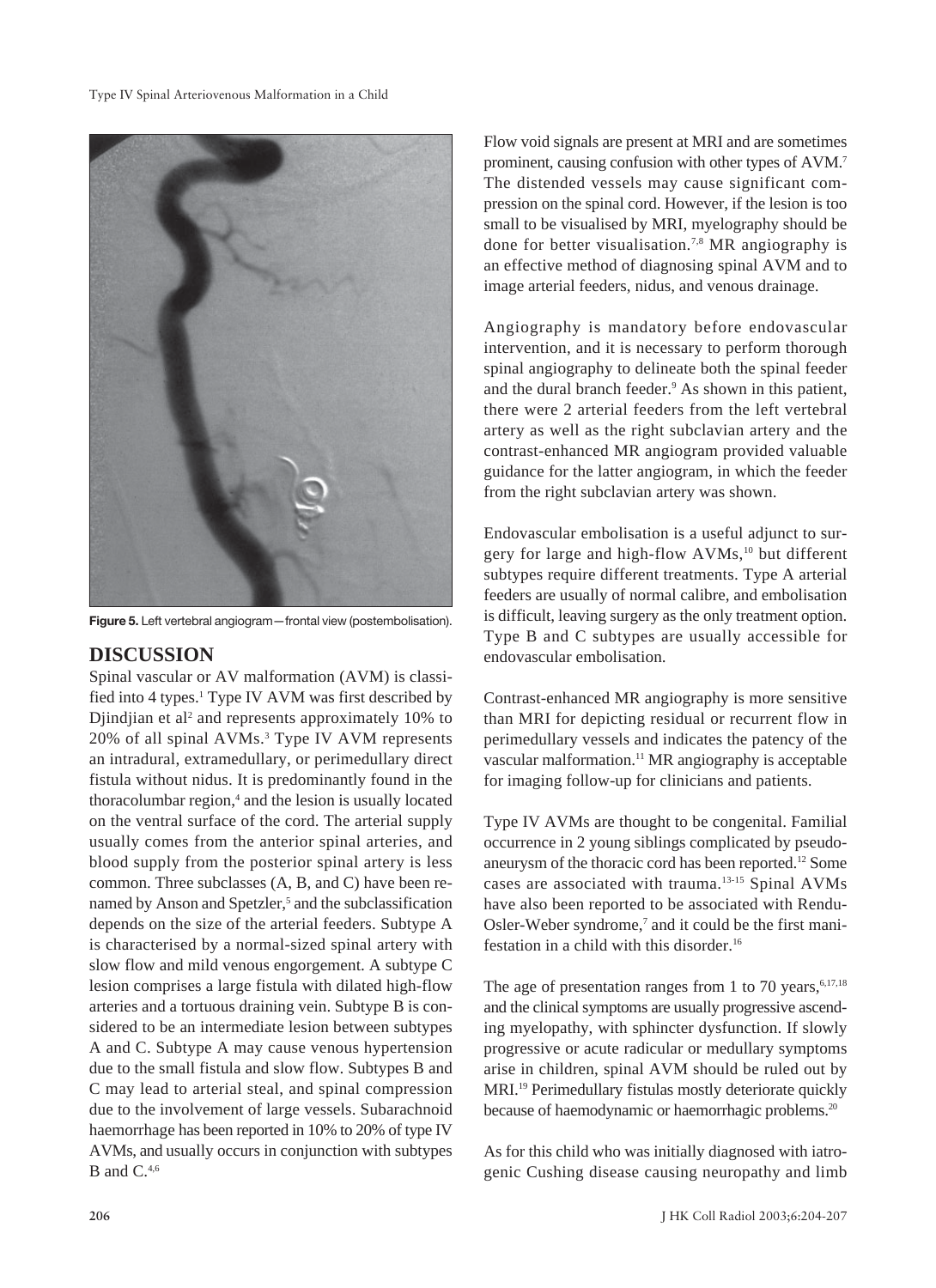Figure 5. Left vertebral angiogram—frontal view (postembolisation).

## DISCUSSION

Spinal vascular or AV malformation (AVM) is classified into 4 types.[1] Type IV AVM was first described by Djindjian et al[2] and represents approximately 10% to 20% of all spinal AVMs.[3] Type IV AVM represents an intradural, extramedullary, or perimedullary direct fistula without nidus. It is predominantly found in the thoracolumbar region,[4] and the lesion is usually located on the ventral surface of the cord. The arterial supply usually comes from the anterior spinal arteries, and blood supply from the posterior spinal artery is less common. Three subclasses (A, B, and C) have been renamed by Anson and Spetzler,[5] and the subclassification depends on the size of the arterial feeders. Subtype A is characterised by a normal-sized spinal artery with slow flow and mild venous engorgement. A subtype C lesion comprises a large fistula with dilated high-flow arteries and a tortuous draining vein. Subtype B is considered to be an intermediate lesion between subtypes A and C. Subtype A may cause venous hypertension due to the small fistula and slow flow. Subtypes B and C may lead to arterial steal, and spinal compression due to the involvement of large vessels. Subarachnoid haemorrhage has been reported in 10% to 20% of type IV AVMs, and usually occurs in conjunction with subtypes B and C.[4,6]

Flow void signals are present at MRI and are sometimes prominent, causing confusion with other types of AVM.[7] The distended vessels may cause significant compression on the spinal cord. However, if the lesion is too small to be visualised by MRI, myelography should be done for better visualisation.[7,8] MR angiography is an effective method of diagnosing spinal AVM and to image arterial feeders, nidus, and venous drainage.

Angiography is mandatory before endovascular intervention, and it is necessary to perform thorough spinal angiography to delineate both the spinal feeder and the dural branch feeder.[9] As shown in this patient, there were 2 arterial feeders from the left vertebral artery as well as the right subclavian artery and the contrast-enhanced MR angiogram provided valuable guidance for the latter angiogram, in which the feeder from the right subclavian artery was shown.

Endovascular embolisation is a useful adjunct to surgery for large and high-flow AVMs,[10] but different subtypes require different treatments. Type A arterial feeders are usually of normal calibre, and embolisation is difficult, leaving surgery as the only treatment option. Type B and C subtypes are usually accessible for endovascular embolisation.

Contrast-enhanced MR angiography is more sensitive than MRI for depicting residual or recurrent flow in perimedullary vessels and indicates the patency of the vascular malformation.[11] MR angiography is acceptable for imaging follow-up for clinicians and patients.

Type IV AVMs are thought to be congenital. Familial occurrence in 2 young siblings complicated by pseudoaneurysm of the thoracic cord has been reported.[12] Some cases are associated with trauma.[13-15] Spinal AVMs have also been reported to be associated with Rendu-Osler-Weber syndrome,[7] and it could be the first manifestation in a child with this disorder.[16]

The age of presentation ranges from 1 to 70 years,[6,17,18] and the clinical symptoms are usually progressive ascending myelopathy, with sphincter dysfunction. If slowly progressive or acute radicular or medullary symptoms arise in children, spinal AVM should be ruled out by MRI.[19] Perimedullary fistulas mostly deteriorate quickly because of haemodynamic or haemorrhagic problems.[20]

As for this child who was initially diagnosed with iatrogenic Cushing disease causing neuropathy and limb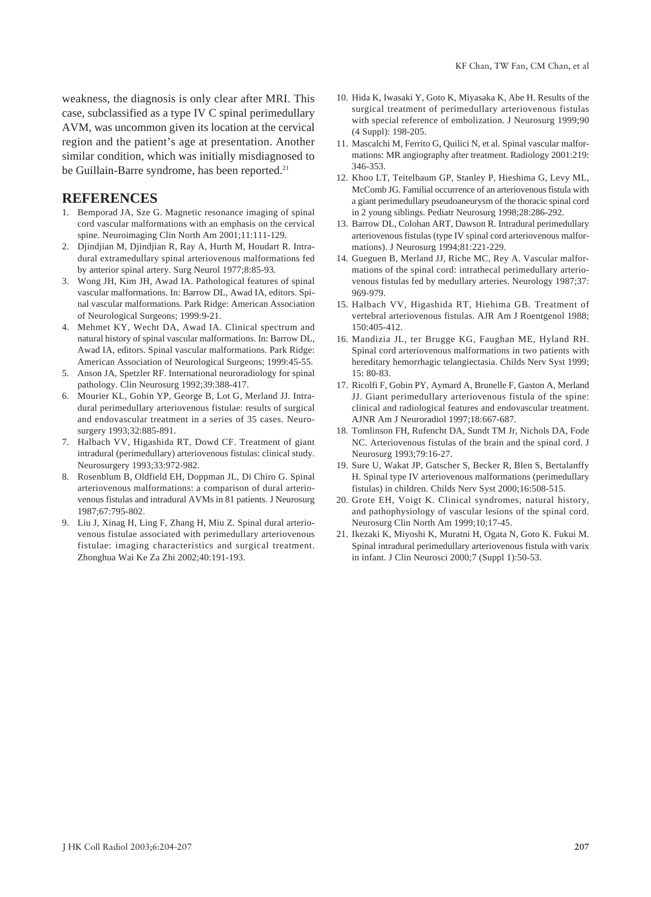weakness, the diagnosis is only clear after MRI. This case, subclassified as a type IV C spinal perimedullary AVM, was uncommon given its location at the cervical region and the patient's age at presentation. Another similar condition, which was initially misdiagnosed to be Guillain-Barre syndrome, has been reported.[21]

## REFERENCES

1. Bemporad JA, Sze G. Magnetic resonance imaging of spinal cord vascular malformations with an emphasis on the cervical spine. Neuroimaging Clin North Am 2001;11:111-129.
2. Djindjian M, Djindjian R, Ray A, Hurth M, Houdart R. Intradural extramedullary spinal arteriovenous malformations fed by anterior spinal artery. Surg Neurol 1977;8:85-93.
3. Wong JH, Kim JH, Awad IA. Pathological features of spinal vascular malformations. In: Barrow DL, Awad IA, editors. Spinal vascular malformations. Park Ridge: American Association of Neurological Surgeons; 1999:9-21.
4. Mehmet KY, Wecht DA, Awad IA. Clinical spectrum and natural history of spinal vascular malformations. In: Barrow DL, Awad IA, editors. Spinal vascular malformations. Park Ridge: American Association of Neurological Surgeons; 1999:45-55.
5. Anson JA, Spetzler RF. International neuroradiology for spinal pathology. Clin Neurosurg 1992;39:388-417.
6. Mourier KL, Gobin YP, George B, Lot G, Merland JJ. Intradural perimedullary arteriovenous fistulae: results of surgical and endovascular treatment in a series of 35 cases. Neurosurgery 1993;32:885-891.
7. Halbach VV, Higashida RT, Dowd CF. Treatment of giant intradural (perimedullary) arteriovenous fistulas: clinical study. Neurosurgery 1993;33:972-982.
8. Rosenblum B, Oldfield EH, Doppman JL, Di Chiro G. Spinal arteriovenous malformations: a comparison of dural arteriovenous fistulas and intradural AVMs in 81 patients. J Neurosurg 1987;67:795-802.
9. Liu J, Xinag H, Ling F, Zhang H, Miu Z. Spinal dural arteriovenous fistulae associated with perimedullary arteriovenous fistulae: imaging characteristics and surgical treatment. Zhonghua Wai Ke Za Zhi 2002;40:191-193.
10. Hida K, Iwasaki Y, Goto K, Miyasaka K, Abe H. Results of the surgical treatment of perimedullary arteriovenous fistulas with special reference of embolization. J Neurosurg 1999;90 (4 Suppl): 198-205.
11. Mascalchi M, Ferrito G, Quilici N, et al. Spinal vascular malformations: MR angiography after treatment. Radiology 2001:219: 346-353.
12. Khoo LT, Teitelbaum GP, Stanley P, Hieshima G, Levy ML, McComb JG. Familial occurrence of an arteriovenous fistula with a giant perimedullary pseudoaneurysm of the thoracic spinal cord in 2 young siblings. Pediatr Neurosurg 1998;28:286-292.
13. Barrow DL, Colohan ART, Dawson R. Intradural perimedullary arteriovenous fistulas (type IV spinal cord arteriovenous malformations). J Neurosurg 1994;81:221-229.
14. Gueguen B, Merland JJ, Riche MC, Rey A. Vascular malformations of the spinal cord: intrathecal perimedullary arteriovenous fistulas fed by medullary arteries. Neurology 1987;37: 969-979.
15. Halbach VV, Higashida RT, Hiehima GB. Treatment of vertebral arteriovenous fistulas. AJR Am J Roentgenol 1988; 150:405-412.
16. Mandizia JL, ter Brugge KG, Faughan ME, Hyland RH. Spinal cord arteriovenous malformations in two patients with hereditary hemorrhagic telangiectasia. Childs Nerv Syst 1999; 15: 80-83.
17. Ricolfi F, Gobin PY, Aymard A, Brunelle F, Gaston A, Merland JJ. Giant perimedullary arteriovenous fistula of the spine: clinical and radiological features and endovascular treatment. AJNR Am J Neuroradiol 1997;18:667-687.
18. Tomlinson FH, Rufencht DA, Sundt TM Jr, Nichols DA, Fode NC. Arteriovenous fistulas of the brain and the spinal cord. J Neurosurg 1993;79:16-27.
19. Sure U, Wakat JP, Gatscher S, Becker R, Blen S, Bertalanffy H. Spinal type IV arteriovenous malformations (perimedullary fistulas) in children. Childs Nerv Syst 2000;16:508-515.
20. Grote EH, Voigt K. Clinical syndromes, natural history, and pathophysiology of vascular lesions of the spinal cord. Neurosurg Clin North Am 1999;10;17-45.
21. Ikezaki K, Miyoshi K, Muratni H, Ogata N, Goto K. Fukui M. Spinal intradural perimedullary arteriovenous fistula with varix in infant. J Clin Neurosci 2000;7 (Suppl 1):50-53.